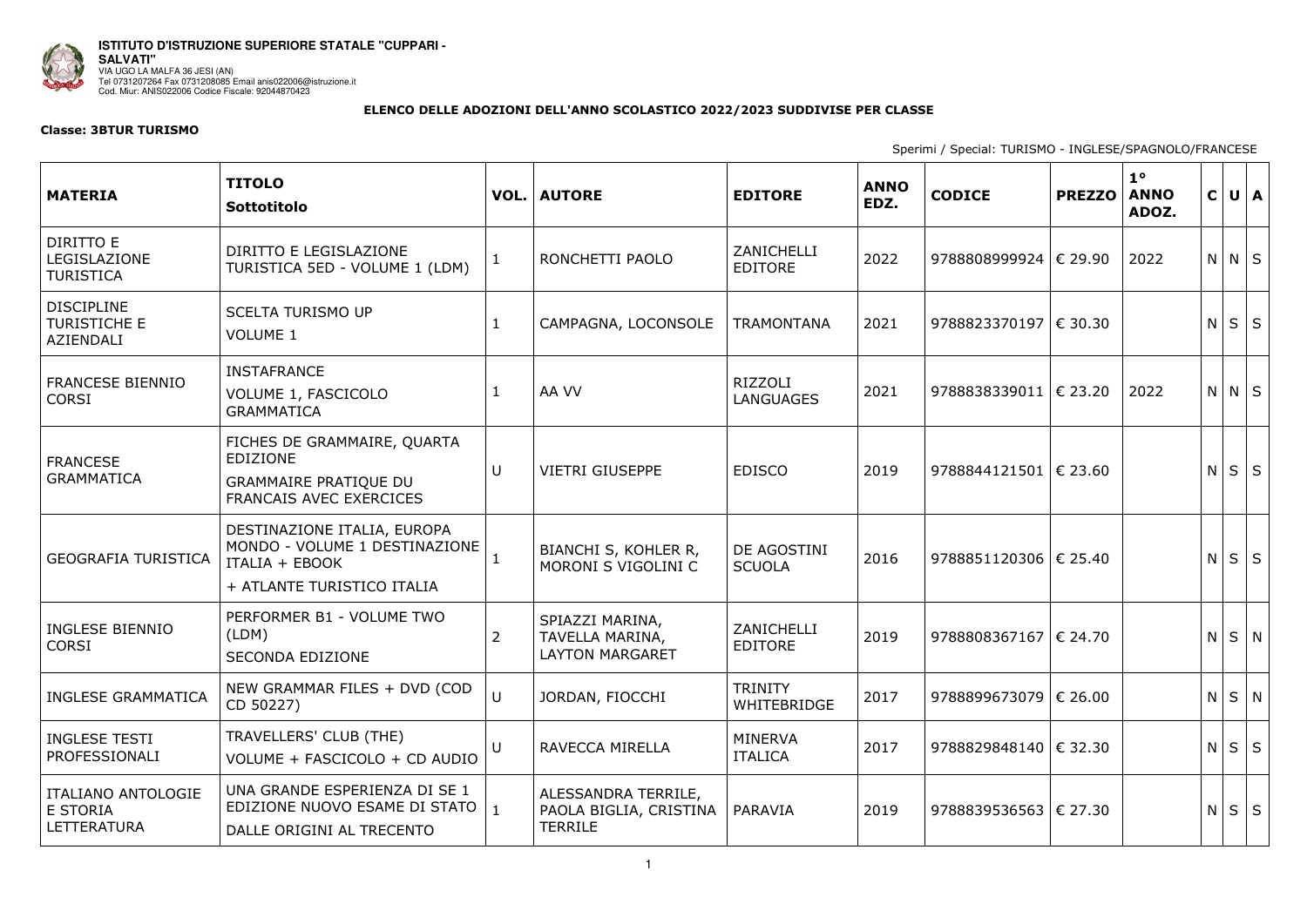**ISTITUTO D'ISTRUZIONE SUPERIORE STATALE "CUPPARI - SALVATI"**
VIA UGO LA MALFA 36 JESI (AN)
Tel 0731207264 Fax 0731208085 Email anis022006@istruzione.it
Cod. Miur: ANIS022006 Codice Fiscale: 92044870423

**ELENCO DELLE ADOZIONI DELL'ANNO SCOLASTICO 2022/2023 SUDDIVISE PER CLASSE**

**Classe: 3BTUR TURISMO**

Sperimi / Special: TURISMO - INGLESE/SPAGNOLO/FRANCESE

| MATERIA | TITOLO Sottotitolo | VOL. | AUTORE | EDITORE | ANNO EDZ. | CODICE | PREZZO | 1° ANNO ADOZ. | C | U | A |
|---|---|---|---|---|---|---|---|---|---|---|---|
| DIRITTO E LEGISLAZIONE TURISTICA | DIRITTO E LEGISLAZIONE TURISTICA 5ED - VOLUME 1 (LDM) | 1 | RONCHETTI PAOLO | ZANICHELLI EDITORE | 2022 | 9788808999924 | € 29.90 | 2022 | N | N | S |
| DISCIPLINE TURISTICHE E AZIENDALI | SCELTA TURISMO UP VOLUME 1 | 1 | CAMPAGNA, LOCONSOLE | TRAMONTANA | 2021 | 9788823370197 | € 30.30 | | N | S | S |
| FRANCESE BIENNIO CORSI | INSTAFRANCE VOLUME 1, FASCICOLO GRAMMATICA | 1 | AA VV | RIZZOLI LANGUAGES | 2021 | 9788838339011 | € 23.20 | 2022 | N | N | S |
| FRANCESE GRAMMATICA | FICHES DE GRAMMAIRE, QUARTA EDIZIONE GRAMMAIRE PRATIQUE DU FRANCAIS AVEC EXERCICES | U | VIETRI GIUSEPPE | EDISCO | 2019 | 9788844121501 | € 23.60 | | N | S | S |
| GEOGRAFIA TURISTICA | DESTINAZIONE ITALIA, EUROPA MONDO - VOLUME 1 DESTINAZIONE ITALIA + EBOOK + ATLANTE TURISTICO ITALIA | 1 | BIANCHI S, KOHLER R, MORONI S VIGOLINI C | DE AGOSTINI SCUOLA | 2016 | 9788851120306 | € 25.40 | | N | S | S |
| INGLESE BIENNIO CORSI | PERFORMER B1 - VOLUME TWO (LDM) SECONDA EDIZIONE | 2 | SPIAZZI MARINA, TAVELLA MARINA, LAYTON MARGARET | ZANICHELLI EDITORE | 2019 | 9788808367167 | € 24.70 | | N | S | N |
| INGLESE GRAMMATICA | NEW GRAMMAR FILES + DVD (COD CD 50227) | U | JORDAN, FIOCCHI | TRINITY WHITEBRIDGE | 2017 | 9788899673079 | € 26.00 | | N | S | N |
| INGLESE TESTI PROFESSIONALI | TRAVELLERS' CLUB (THE) VOLUME + FASCICOLO + CD AUDIO | U | RAVECCA MIRELLA | MINERVA ITALICA | 2017 | 9788829848140 | € 32.30 | | N | S | S |
| ITALIANO ANTOLOGIE E STORIA LETTERATURA | UNA GRANDE ESPERIENZA DI SE 1 EDIZIONE NUOVO ESAME DI STATO DALLE ORIGINI AL TRECENTO | 1 | ALESSANDRA TERRILE, PAOLA BIGLIA, CRISTINA TERRILE | PARAVIA | 2019 | 9788839536563 | € 27.30 | | N | S | S |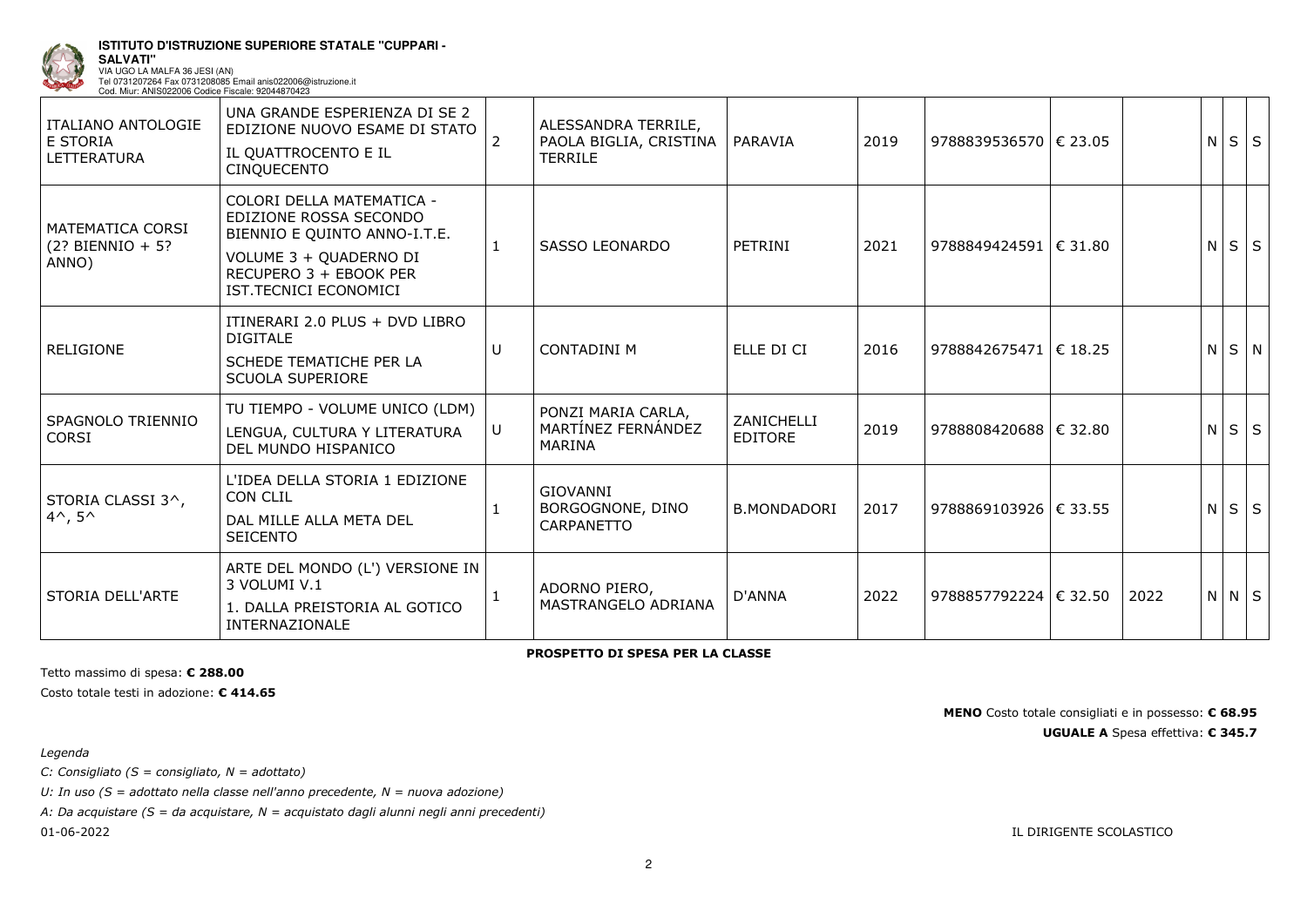**ISTITUTO D'ISTRUZIONE SUPERIORE STATALE "CUPPARI - SALVATI"**
VIA UGO LA MALFA 36 JESI (AN)
Tel 0731207264 Fax 0731208085 Email anis022006@istruzione.it
Cod. Miur: ANIS022006 Codice Fiscale: 92044870423

| | | | | | | | | | | | |
|---|---|---|---|---|---|---|---|---|---|---|---|
| ITALIANO ANTOLOGIE E STORIA LETTERATURA | UNA GRANDE ESPERIENZA DI SE 2 EDIZIONE NUOVO ESAME DI STATO<br>IL QUATTROCENTO E IL CINQUECENTO | 2 | ALESSANDRA TERRILE, PAOLA BIGLIA, CRISTINA TERRILE | PARAVIA | 2019 | 9788839536570 | € 23.05 | | N | S | S |
| MATEMATICA CORSI (2? BIENNIO + 5? ANNO) | COLORI DELLA MATEMATICA - EDIZIONE ROSSA SECONDO BIENNIO E QUINTO ANNO-I.T.E.<br>VOLUME 3 + QUADERNO DI RECUPERO 3 + EBOOK PER IST.TECNICI ECONOMICI | 1 | SASSO LEONARDO | PETRINI | 2021 | 9788849424591 | € 31.80 | | N | S | S |
| RELIGIONE | ITINERARI 2.0 PLUS + DVD LIBRO DIGITALE<br>SCHEDE TEMATICHE PER LA SCUOLA SUPERIORE | U | CONTADINI M | ELLE DI CI | 2016 | 9788842675471 | € 18.25 | | N | S | N |
| SPAGNOLO TRIENNIO CORSI | TU TIEMPO - VOLUME UNICO (LDM)<br>LENGUA, CULTURA Y LITERATURA DEL MUNDO HISPANICO | U | PONZI MARIA CARLA, MARTÍNEZ FERNÁNDEZ MARINA | ZANICHELLI EDITORE | 2019 | 9788808420688 | € 32.80 | | N | S | S |
| STORIA CLASSI 3^, 4^, 5^ | L'IDEA DELLA STORIA 1 EDIZIONE CON CLIL<br>DAL MILLE ALLA META DEL SEICENTO | 1 | GIOVANNI BORGOGNONE, DINO CARPANETTO | B.MONDADORI | 2017 | 9788869103926 | € 33.55 | | N | S | S |
| STORIA DELL'ARTE | ARTE DEL MONDO (L') VERSIONE IN 3 VOLUMI V.1<br>1. DALLA PREISTORIA AL GOTICO INTERNAZIONALE | 1 | ADORNO PIERO, MASTRANGELO ADRIANA | D'ANNA | 2022 | 9788857792224 | € 32.50 | 2022 | N | N | S |

**PROSPETTO DI SPESA PER LA CLASSE**

Tetto massimo di spesa: **€ 288.00**

Costo totale testi in adozione: **€ 414.65**

**MENO** Costo totale consigliati e in possesso: **€ 68.95**

**UGUALE A** Spesa effettiva: **€ 345.7**

*Legenda*

*C: Consigliato (S = consigliato, N = adottato)*

*U: In uso (S = adottato nella classe nell'anno precedente, N = nuova adozione)*

*A: Da acquistare (S = da acquistare, N = acquistato dagli alunni negli anni precedenti)*

01-06-2022

IL DIRIGENTE SCOLASTICO